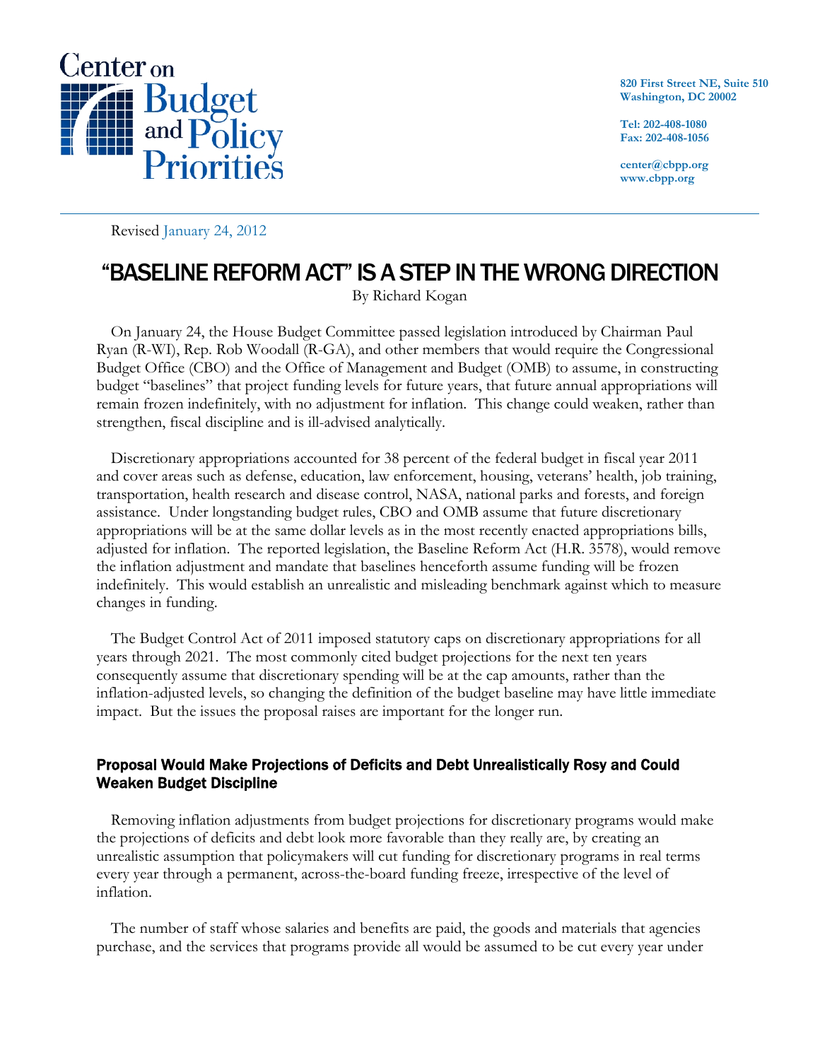Center on Budget and Policy Priorities

820 First Street NE, Suite 510
Washington, DC 20002

Tel: 202-408-1080
Fax: 202-408-1056

center@cbpp.org
www.cbpp.org

Revised January 24, 2012

# "BASELINE REFORM ACT" IS A STEP IN THE WRONG DIRECTION

By Richard Kogan

On January 24, the House Budget Committee passed legislation introduced by Chairman Paul Ryan (R-WI), Rep. Rob Woodall (R-GA), and other members that would require the Congressional Budget Office (CBO) and the Office of Management and Budget (OMB) to assume, in constructing budget "baselines" that project funding levels for future years, that future annual appropriations will remain frozen indefinitely, with no adjustment for inflation. This change could weaken, rather than strengthen, fiscal discipline and is ill-advised analytically.

Discretionary appropriations accounted for 38 percent of the federal budget in fiscal year 2011 and cover areas such as defense, education, law enforcement, housing, veterans' health, job training, transportation, health research and disease control, NASA, national parks and forests, and foreign assistance. Under longstanding budget rules, CBO and OMB assume that future discretionary appropriations will be at the same dollar levels as in the most recently enacted appropriations bills, adjusted for inflation. The reported legislation, the Baseline Reform Act (H.R. 3578), would remove the inflation adjustment and mandate that baselines henceforth assume funding will be frozen indefinitely. This would establish an unrealistic and misleading benchmark against which to measure changes in funding.

The Budget Control Act of 2011 imposed statutory caps on discretionary appropriations for all years through 2021. The most commonly cited budget projections for the next ten years consequently assume that discretionary spending will be at the cap amounts, rather than the inflation-adjusted levels, so changing the definition of the budget baseline may have little immediate impact. But the issues the proposal raises are important for the longer run.

### Proposal Would Make Projections of Deficits and Debt Unrealistically Rosy and Could Weaken Budget Discipline

Removing inflation adjustments from budget projections for discretionary programs would make the projections of deficits and debt look more favorable than they really are, by creating an unrealistic assumption that policymakers will cut funding for discretionary programs in real terms every year through a permanent, across-the-board funding freeze, irrespective of the level of inflation.

The number of staff whose salaries and benefits are paid, the goods and materials that agencies purchase, and the services that programs provide all would be assumed to be cut every year under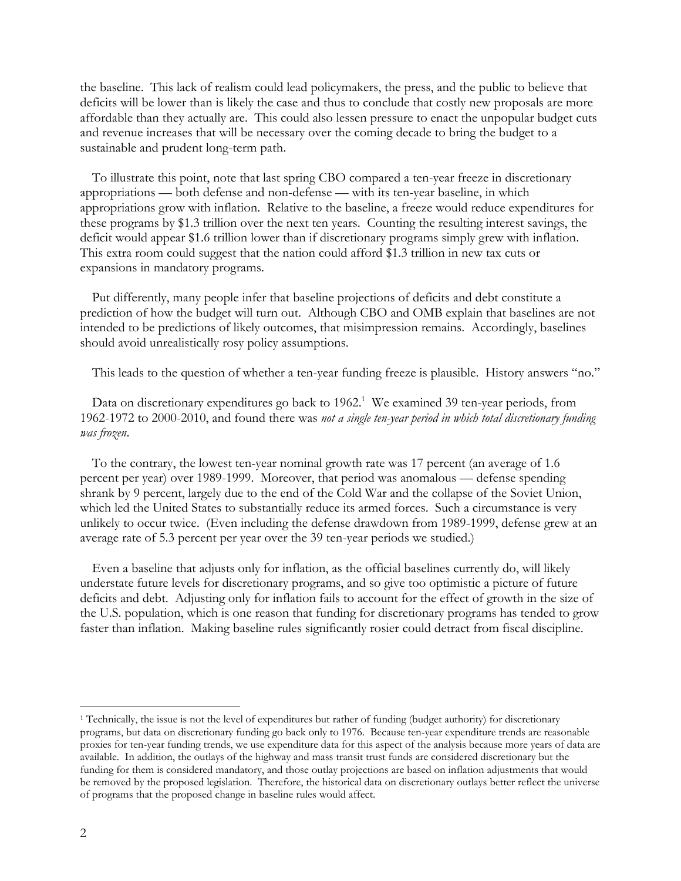the baseline. This lack of realism could lead policymakers, the press, and the public to believe that deficits will be lower than is likely the case and thus to conclude that costly new proposals are more affordable than they actually are. This could also lessen pressure to enact the unpopular budget cuts and revenue increases that will be necessary over the coming decade to bring the budget to a sustainable and prudent long-term path.

To illustrate this point, note that last spring CBO compared a ten-year freeze in discretionary appropriations — both defense and non-defense — with its ten-year baseline, in which appropriations grow with inflation. Relative to the baseline, a freeze would reduce expenditures for these programs by $1.3 trillion over the next ten years. Counting the resulting interest savings, the deficit would appear $1.6 trillion lower than if discretionary programs simply grew with inflation. This extra room could suggest that the nation could afford $1.3 trillion in new tax cuts or expansions in mandatory programs.

Put differently, many people infer that baseline projections of deficits and debt constitute a prediction of how the budget will turn out. Although CBO and OMB explain that baselines are not intended to be predictions of likely outcomes, that misimpression remains. Accordingly, baselines should avoid unrealistically rosy policy assumptions.

This leads to the question of whether a ten-year funding freeze is plausible. History answers "no."

Data on discretionary expenditures go back to 1962.[1] We examined 39 ten-year periods, from 1962-1972 to 2000-2010, and found there was *not a single ten-year period in which total discretionary funding was frozen*.

To the contrary, the lowest ten-year nominal growth rate was 17 percent (an average of 1.6 percent per year) over 1989-1999. Moreover, that period was anomalous — defense spending shrank by 9 percent, largely due to the end of the Cold War and the collapse of the Soviet Union, which led the United States to substantially reduce its armed forces. Such a circumstance is very unlikely to occur twice. (Even including the defense drawdown from 1989-1999, defense grew at an average rate of 5.3 percent per year over the 39 ten-year periods we studied.)

Even a baseline that adjusts only for inflation, as the official baselines currently do, will likely understate future levels for discretionary programs, and so give too optimistic a picture of future deficits and debt. Adjusting only for inflation fails to account for the effect of growth in the size of the U.S. population, which is one reason that funding for discretionary programs has tended to grow faster than inflation. Making baseline rules significantly rosier could detract from fiscal discipline.

---

[1] Technically, the issue is not the level of expenditures but rather of funding (budget authority) for discretionary programs, but data on discretionary funding go back only to 1976. Because ten-year expenditure trends are reasonable proxies for ten-year funding trends, we use expenditure data for this aspect of the analysis because more years of data are available. In addition, the outlays of the highway and mass transit trust funds are considered discretionary but the funding for them is considered mandatory, and those outlay projections are based on inflation adjustments that would be removed by the proposed legislation. Therefore, the historical data on discretionary outlays better reflect the universe of programs that the proposed change in baseline rules would affect.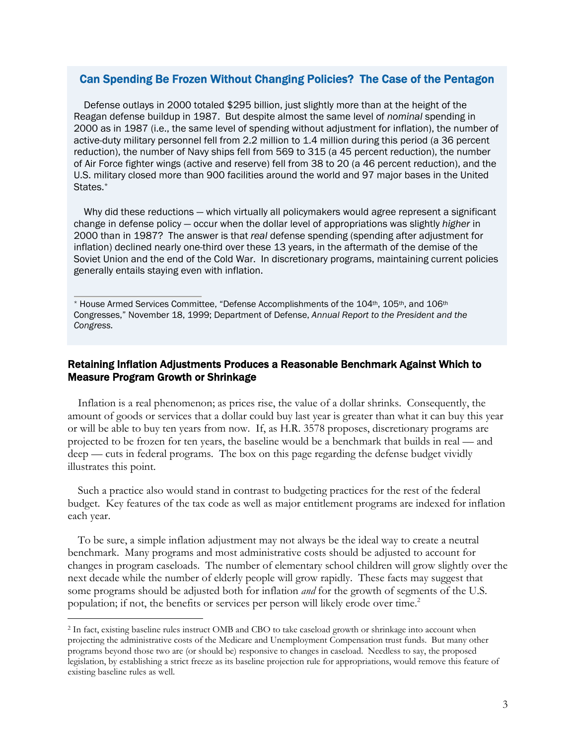### Can Spending Be Frozen Without Changing Policies? The Case of the Pentagon

Defense outlays in 2000 totaled $295 billion, just slightly more than at the height of the Reagan defense buildup in 1987. But despite almost the same level of *nominal* spending in 2000 as in 1987 (i.e., the same level of spending without adjustment for inflation), the number of active-duty military personnel fell from 2.2 million to 1.4 million during this period (a 36 percent reduction), the number of Navy ships fell from 569 to 315 (a 45 percent reduction), the number of Air Force fighter wings (active and reserve) fell from 38 to 20 (a 46 percent reduction), and the U.S. military closed more than 900 facilities around the world and 97 major bases in the United States.*

Why did these reductions — which virtually all policymakers would agree represent a significant change in defense policy — occur when the dollar level of appropriations was slightly *higher* in 2000 than in 1987? The answer is that *real* defense spending (spending after adjustment for inflation) declined nearly one-third over these 13 years, in the aftermath of the demise of the Soviet Union and the end of the Cold War. In discretionary programs, maintaining current policies generally entails staying even with inflation.

* House Armed Services Committee, "Defense Accomplishments of the 104th, 105th, and 106th Congresses," November 18, 1999; Department of Defense, *Annual Report to the President and the Congress.*

### Retaining Inflation Adjustments Produces a Reasonable Benchmark Against Which to Measure Program Growth or Shrinkage

Inflation is a real phenomenon; as prices rise, the value of a dollar shrinks. Consequently, the amount of goods or services that a dollar could buy last year is greater than what it can buy this year or will be able to buy ten years from now. If, as H.R. 3578 proposes, discretionary programs are projected to be frozen for ten years, the baseline would be a benchmark that builds in real — and deep — cuts in federal programs. The box on this page regarding the defense budget vividly illustrates this point.

Such a practice also would stand in contrast to budgeting practices for the rest of the federal budget. Key features of the tax code as well as major entitlement programs are indexed for inflation each year.

To be sure, a simple inflation adjustment may not always be the ideal way to create a neutral benchmark. Many programs and most administrative costs should be adjusted to account for changes in program caseloads. The number of elementary school children will grow slightly over the next decade while the number of elderly people will grow rapidly. These facts may suggest that some programs should be adjusted both for inflation *and* for the growth of segments of the U.S. population; if not, the benefits or services per person will likely erode over time.[2]

[2] In fact, existing baseline rules instruct OMB and CBO to take caseload growth or shrinkage into account when projecting the administrative costs of the Medicare and Unemployment Compensation trust funds. But many other programs beyond those two are (or should be) responsive to changes in caseload. Needless to say, the proposed legislation, by establishing a strict freeze as its baseline projection rule for appropriations, would remove this feature of existing baseline rules as well.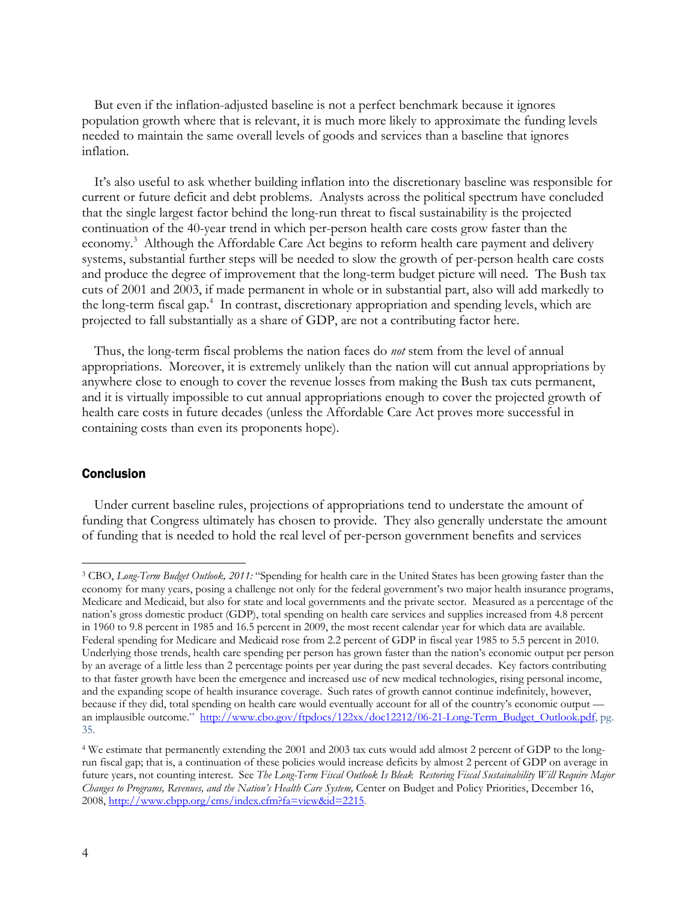But even if the inflation-adjusted baseline is not a perfect benchmark because it ignores population growth where that is relevant, it is much more likely to approximate the funding levels needed to maintain the same overall levels of goods and services than a baseline that ignores inflation.

It's also useful to ask whether building inflation into the discretionary baseline was responsible for current or future deficit and debt problems. Analysts across the political spectrum have concluded that the single largest factor behind the long-run threat to fiscal sustainability is the projected continuation of the 40-year trend in which per-person health care costs grow faster than the economy.[3] Although the Affordable Care Act begins to reform health care payment and delivery systems, substantial further steps will be needed to slow the growth of per-person health care costs and produce the degree of improvement that the long-term budget picture will need. The Bush tax cuts of 2001 and 2003, if made permanent in whole or in substantial part, also will add markedly to the long-term fiscal gap.[4] In contrast, discretionary appropriation and spending levels, which are projected to fall substantially as a share of GDP, are not a contributing factor here.

Thus, the long-term fiscal problems the nation faces do *not* stem from the level of annual appropriations. Moreover, it is extremely unlikely than the nation will cut annual appropriations by anywhere close to enough to cover the revenue losses from making the Bush tax cuts permanent, and it is virtually impossible to cut annual appropriations enough to cover the projected growth of health care costs in future decades (unless the Affordable Care Act proves more successful in containing costs than even its proponents hope).

## Conclusion

Under current baseline rules, projections of appropriations tend to understate the amount of funding that Congress ultimately has chosen to provide. They also generally understate the amount of funding that is needed to hold the real level of per-person government benefits and services

[3] CBO, *Long-Term Budget Outlook, 2011:* "Spending for health care in the United States has been growing faster than the economy for many years, posing a challenge not only for the federal government's two major health insurance programs, Medicare and Medicaid, but also for state and local governments and the private sector. Measured as a percentage of the nation's gross domestic product (GDP), total spending on health care services and supplies increased from 4.8 percent in 1960 to 9.8 percent in 1985 and 16.5 percent in 2009, the most recent calendar year for which data are available. Federal spending for Medicare and Medicaid rose from 2.2 percent of GDP in fiscal year 1985 to 5.5 percent in 2010. Underlying those trends, health care spending per person has grown faster than the nation's economic output per person by an average of a little less than 2 percentage points per year during the past several decades. Key factors contributing to that faster growth have been the emergence and increased use of new medical technologies, rising personal income, and the expanding scope of health insurance coverage. Such rates of growth cannot continue indefinitely, however, because if they did, total spending on health care would eventually account for all of the country's economic output — an implausible outcome." http://www.cbo.gov/ftpdocs/122xx/doc12212/06-21-Long-Term_Budget_Outlook.pdf, pg. 35.

[4] We estimate that permanently extending the 2001 and 2003 tax cuts would add almost 2 percent of GDP to the long-run fiscal gap; that is, a continuation of these policies would increase deficits by almost 2 percent of GDP on average in future years, not counting interest. See *The Long-Term Fiscal Outlook Is Bleak Restoring Fiscal Sustainability Will Require Major Changes to Programs, Revenues, and the Nation's Health Care System,* Center on Budget and Policy Priorities, December 16, 2008, http://www.cbpp.org/cms/index.cfm?fa=view&id=2215.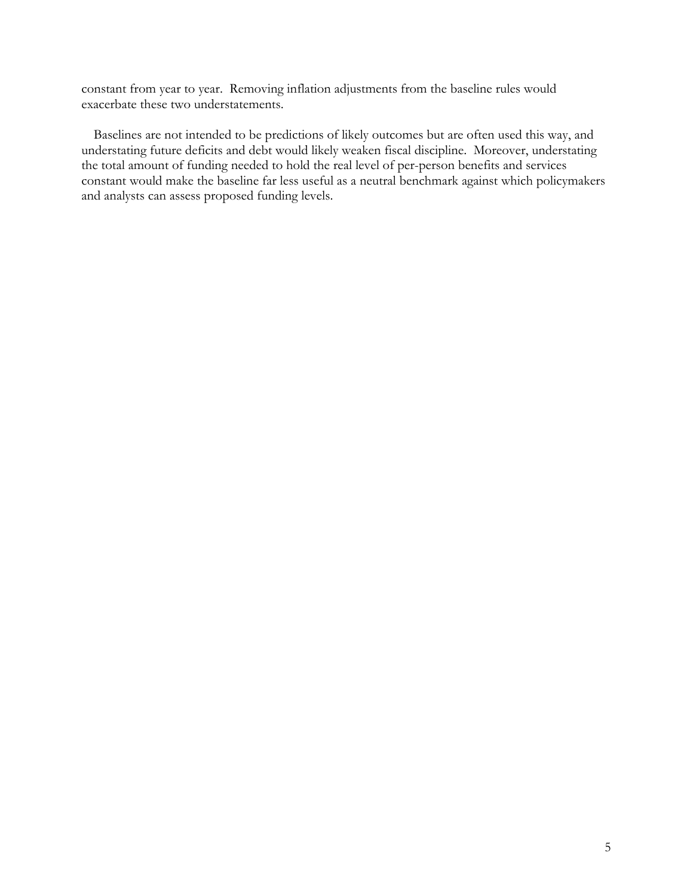constant from year to year. Removing inflation adjustments from the baseline rules would exacerbate these two understatements.

Baselines are not intended to be predictions of likely outcomes but are often used this way, and understating future deficits and debt would likely weaken fiscal discipline. Moreover, understating the total amount of funding needed to hold the real level of per-person benefits and services constant would make the baseline far less useful as a neutral benchmark against which policymakers and analysts can assess proposed funding levels.